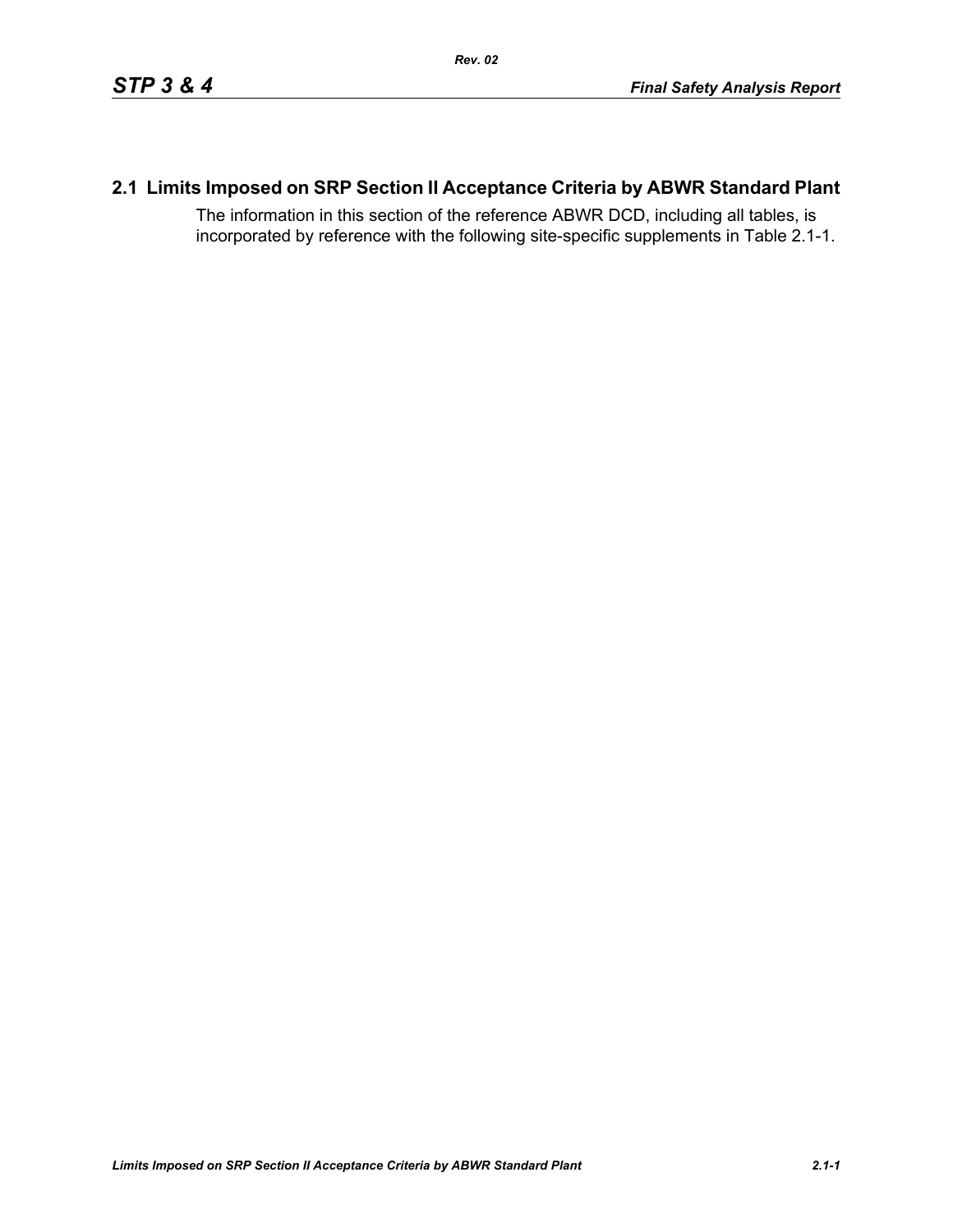## 2.1 Limits Imposed on SRP Section II Acceptance Criteria by ABWR Standard Plant

The information in this section of the reference ABWR DCD, including all tables, is incorporated by reference with the following site-specific supplements in Table 2.1-1.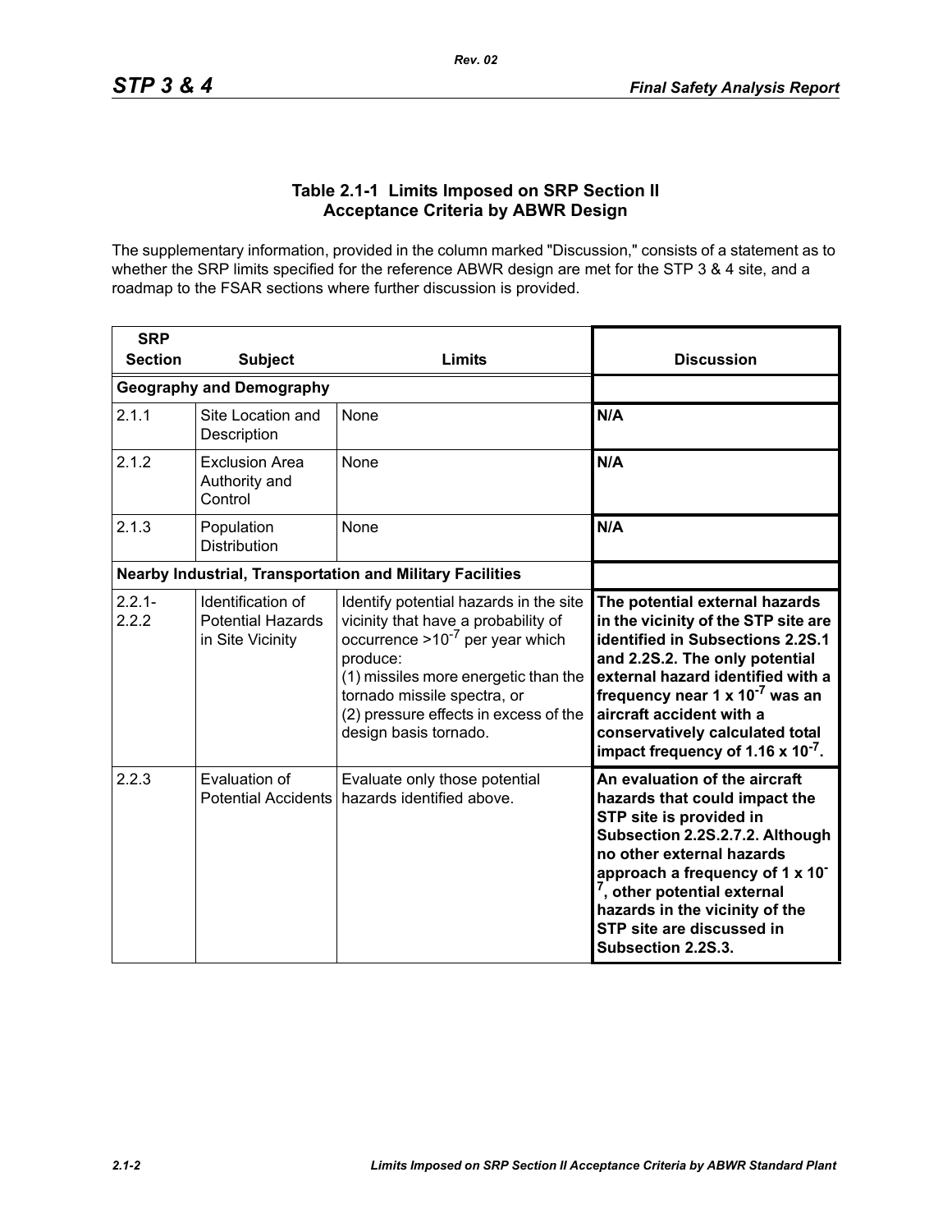### Table 2.1-1 Limits Imposed on SRP Section II Acceptance Criteria by ABWR Design

The supplementary information, provided in the column marked "Discussion," consists of a statement as to whether the SRP limits specified for the reference ABWR design are met for the STP 3 & 4 site, and a roadmap to the FSAR sections where further discussion is provided.

| SRP Section | Subject | Limits | Discussion |
|---|---|---|---|
| **Geography and Demography** | | | |
| 2.1.1 | Site Location and Description | None | **N/A** |
| 2.1.2 | Exclusion Area Authority and Control | None | **N/A** |
| 2.1.3 | Population Distribution | None | **N/A** |
| **Nearby Industrial, Transportation and Military Facilities** | | | |
| 2.2.1-2.2.2 | Identification of Potential Hazards in Site Vicinity | Identify potential hazards in the site vicinity that have a probability of occurrence $>10^{-7}$ per year which produce:<br>(1) missiles more energetic than the tornado missile spectra, or<br>(2) pressure effects in excess of the design basis tornado. | **The potential external hazards in the vicinity of the STP site are identified in Subsections 2.2S.1 and 2.2S.2. The only potential external hazard identified with a frequency near $1 \times 10^{-7}$ was an aircraft accident with a conservatively calculated total impact frequency of $1.16 \times 10^{-7}$.** |
| 2.2.3 | Evaluation of Potential Accidents | Evaluate only those potential hazards identified above. | **An evaluation of the aircraft hazards that could impact the STP site is provided in Subsection 2.2S.2.7.2. Although no other external hazards approach a frequency of $1 \times 10^{-7}$, other potential external hazards in the vicinity of the STP site are discussed in Subsection 2.2S.3.** |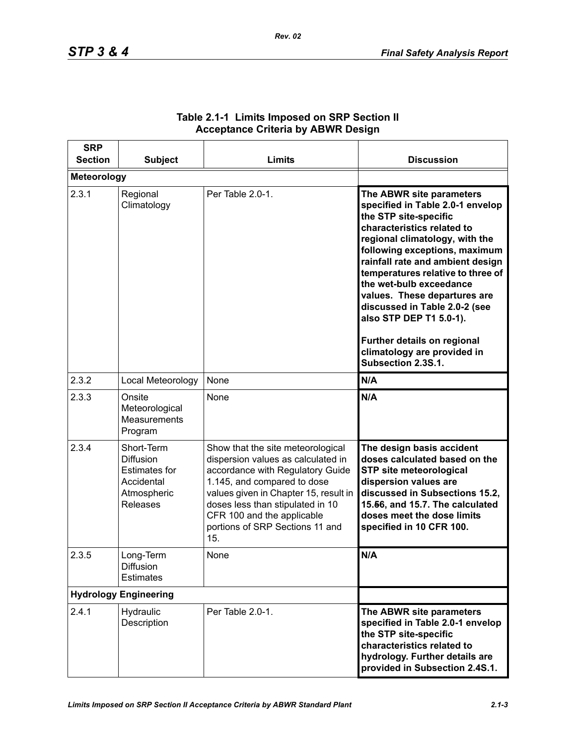**Table 2.1-1 Limits Imposed on SRP Section II Acceptance Criteria by ABWR Design**

| SRP Section | Subject | Limits | Discussion |
|---|---|---|---|
| **Meteorology** | | | |
| 2.3.1 | Regional Climatology | Per Table 2.0-1. | **The ABWR site parameters specified in Table 2.0-1 envelop the STP site-specific characteristics related to regional climatology, with the following exceptions, maximum rainfall rate and ambient design temperatures relative to three of the wet-bulb exceedance values. These departures are discussed in Table 2.0-2 (see also STP DEP T1 5.0-1).**<br><br>**Further details on regional climatology are provided in Subsection 2.3S.1.** |
| 2.3.2 | Local Meteorology | None | **N/A** |
| 2.3.3 | Onsite Meteorological Measurements Program | None | **N/A** |
| 2.3.4 | Short-Term Diffusion Estimates for Accidental Atmospheric Releases | Show that the site meteorological dispersion values as calculated in accordance with Regulatory Guide 1.145, and compared to dose values given in Chapter 15, result in doses less than stipulated in 10 CFR 100 and the applicable portions of SRP Sections 11 and 15. | **The design basis accident doses calculated based on the STP site meteorological dispersion values are discussed in Subsections 15.2, 15.~~5~~6, and 15.7. The calculated doses meet the dose limits specified in 10 CFR 100.** |
| 2.3.5 | Long-Term Diffusion Estimates | None | **N/A** |
| **Hydrology Engineering** | | | |
| 2.4.1 | Hydraulic Description | Per Table 2.0-1. | **The ABWR site parameters specified in Table 2.0-1 envelop the STP site-specific characteristics related to hydrology. Further details are provided in Subsection 2.4S.1.** |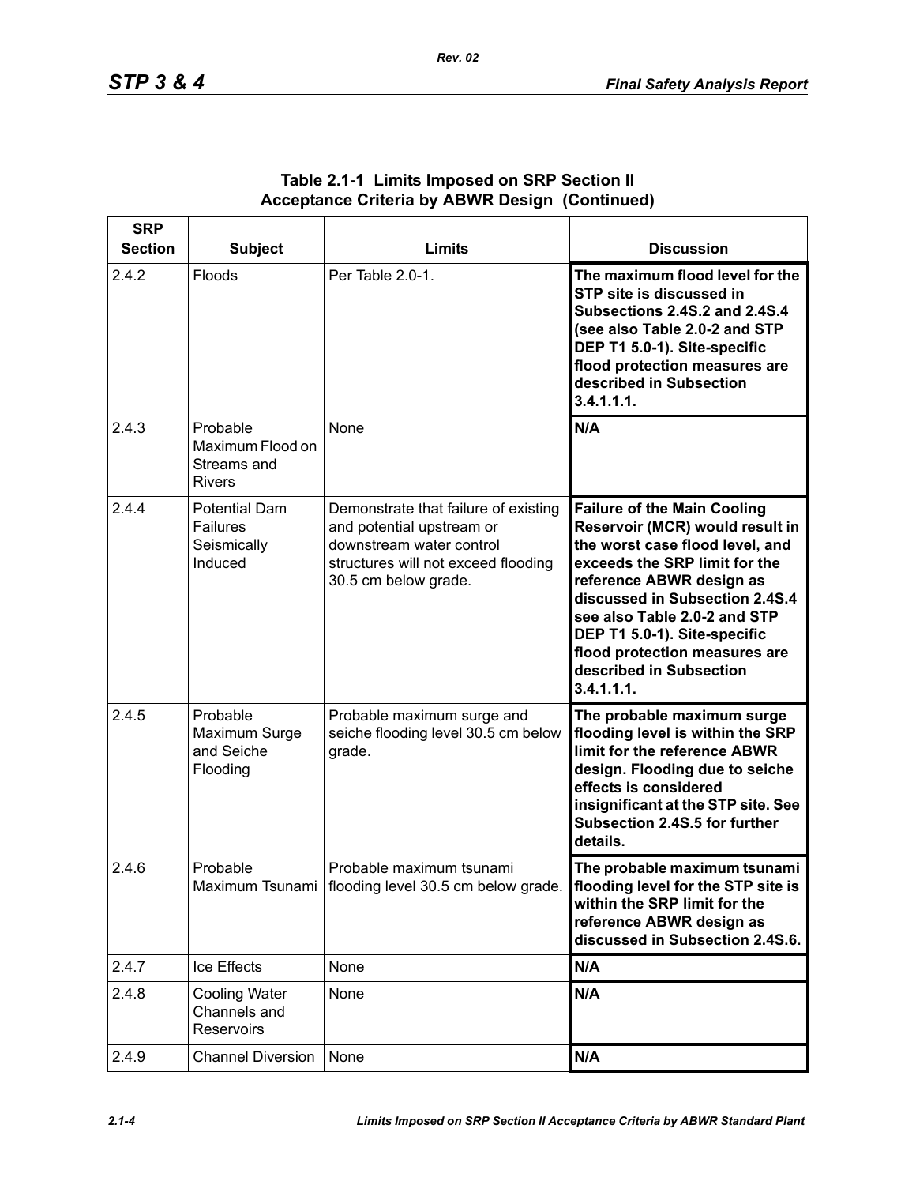**Table 2.1-1 Limits Imposed on SRP Section II Acceptance Criteria by ABWR Design (Continued)**

| SRP Section | Subject | Limits | Discussion |
|---|---|---|---|
| 2.4.2 | Floods | Per Table 2.0-1. | **The maximum flood level for the STP site is discussed in Subsections 2.4S.2 and 2.4S.4 (see also Table 2.0-2 and STP DEP T1 5.0-1). Site-specific flood protection measures are described in Subsection 3.4.1.1.1.** |
| 2.4.3 | Probable Maximum Flood on Streams and Rivers | None | **N/A** |
| 2.4.4 | Potential Dam Failures Seismically Induced | Demonstrate that failure of existing and potential upstream or downstream water control structures will not exceed flooding 30.5 cm below grade. | **Failure of the Main Cooling Reservoir (MCR) would result in the worst case flood level, and exceeds the SRP limit for the reference ABWR design as discussed in Subsection 2.4S.4 see also Table 2.0-2 and STP DEP T1 5.0-1). Site-specific flood protection measures are described in Subsection 3.4.1.1.1.** |
| 2.4.5 | Probable Maximum Surge and Seiche Flooding | Probable maximum surge and seiche flooding level 30.5 cm below grade. | **The probable maximum surge flooding level is within the SRP limit for the reference ABWR design. Flooding due to seiche effects is considered insignificant at the STP site. See Subsection 2.4S.5 for further details.** |
| 2.4.6 | Probable Maximum Tsunami | Probable maximum tsunami flooding level 30.5 cm below grade. | **The probable maximum tsunami flooding level for the STP site is within the SRP limit for the reference ABWR design as discussed in Subsection 2.4S.6.** |
| 2.4.7 | Ice Effects | None | **N/A** |
| 2.4.8 | Cooling Water Channels and Reservoirs | None | **N/A** |
| 2.4.9 | Channel Diversion | None | **N/A** |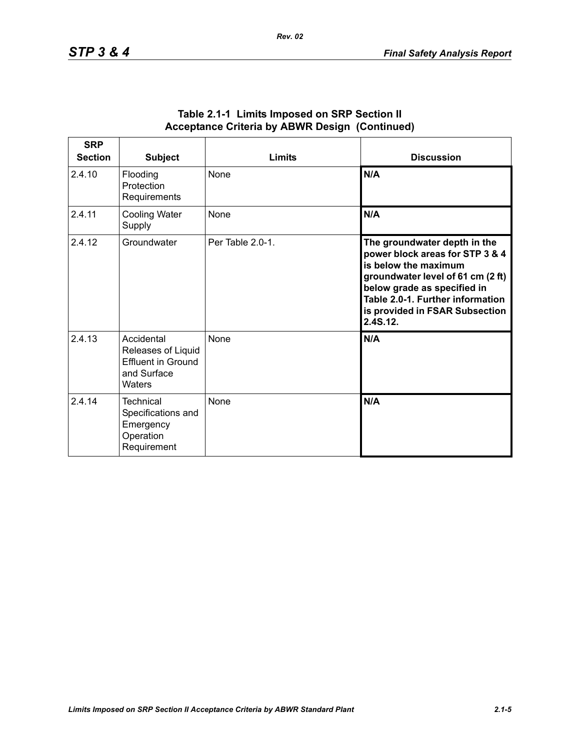**Table 2.1-1 Limits Imposed on SRP Section II Acceptance Criteria by ABWR Design (Continued)**

| SRP Section | Subject | Limits | Discussion |
|---|---|---|---|
| 2.4.10 | Flooding Protection Requirements | None | **N/A** |
| 2.4.11 | Cooling Water Supply | None | **N/A** |
| 2.4.12 | Groundwater | Per Table 2.0-1. | **The groundwater depth in the power block areas for STP 3 & 4 is below the maximum groundwater level of 61 cm (2 ft) below grade as specified in Table 2.0-1. Further information is provided in FSAR Subsection 2.4S.12.** |
| 2.4.13 | Accidental Releases of Liquid Effluent in Ground and Surface Waters | None | **N/A** |
| 2.4.14 | Technical Specifications and Emergency Operation Requirement | None | **N/A** |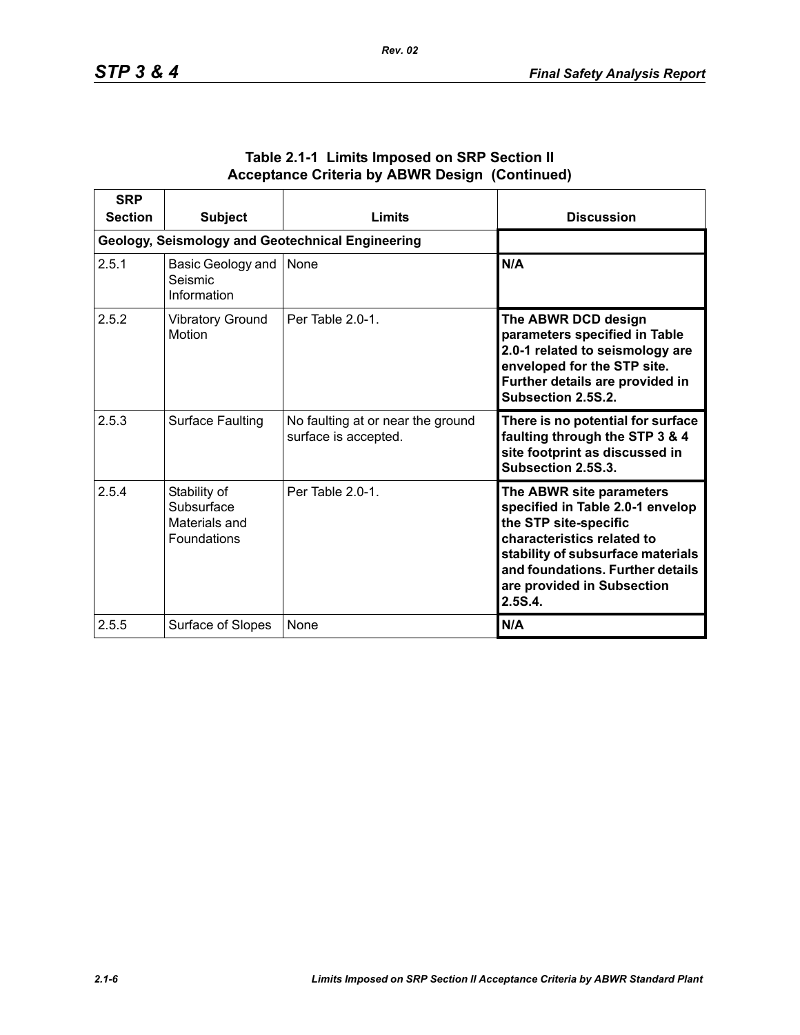**Table 2.1-1 Limits Imposed on SRP Section II Acceptance Criteria by ABWR Design (Continued)**

| SRP Section | Subject | Limits | Discussion |
|---|---|---|---|
| **Geology, Seismology and Geotechnical Engineering** | | | |
| 2.5.1 | Basic Geology and Seismic Information | None | **N/A** |
| 2.5.2 | Vibratory Ground Motion | Per Table 2.0-1. | **The ABWR DCD design parameters specified in Table 2.0-1 related to seismology are enveloped for the STP site. Further details are provided in Subsection 2.5S.2.** |
| 2.5.3 | Surface Faulting | No faulting at or near the ground surface is accepted. | **There is no potential for surface faulting through the STP 3 & 4 site footprint as discussed in Subsection 2.5S.3.** |
| 2.5.4 | Stability of Subsurface Materials and Foundations | Per Table 2.0-1. | **The ABWR site parameters specified in Table 2.0-1 envelop the STP site-specific characteristics related to stability of subsurface materials and foundations. Further details are provided in Subsection 2.5S.4.** |
| 2.5.5 | Surface of Slopes | None | **N/A** |